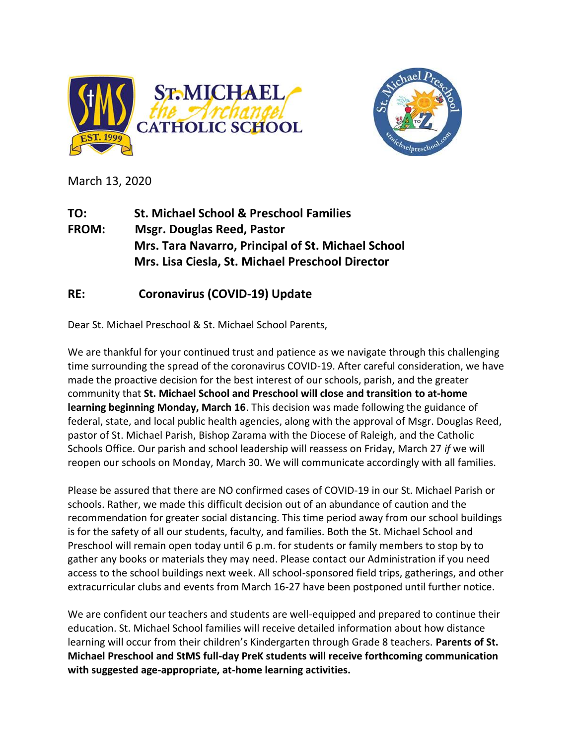March 13, 2020

**TO:** **St. Michael School & Preschool Families**
**FROM:** **Msgr. Douglas Reed, Pastor**
**Mrs. Tara Navarro, Principal of St. Michael School**
**Mrs. Lisa Ciesla, St. Michael Preschool Director**

**RE:** **Coronavirus (COVID-19) Update**

Dear St. Michael Preschool & St. Michael School Parents,

We are thankful for your continued trust and patience as we navigate through this challenging time surrounding the spread of the coronavirus COVID-19. After careful consideration, we have made the proactive decision for the best interest of our schools, parish, and the greater community that **St. Michael School and Preschool will close and transition to at-home learning beginning Monday, March 16**. This decision was made following the guidance of federal, state, and local public health agencies, along with the approval of Msgr. Douglas Reed, pastor of St. Michael Parish, Bishop Zarama with the Diocese of Raleigh, and the Catholic Schools Office. Our parish and school leadership will reassess on Friday, March 27 *if* we will reopen our schools on Monday, March 30. We will communicate accordingly with all families.

Please be assured that there are NO confirmed cases of COVID-19 in our St. Michael Parish or schools. Rather, we made this difficult decision out of an abundance of caution and the recommendation for greater social distancing. This time period away from our school buildings is for the safety of all our students, faculty, and families. Both the St. Michael School and Preschool will remain open today until 6 p.m. for students or family members to stop by to gather any books or materials they may need. Please contact our Administration if you need access to the school buildings next week. All school-sponsored field trips, gatherings, and other extracurricular clubs and events from March 16-27 have been postponed until further notice.

We are confident our teachers and students are well-equipped and prepared to continue their education. St. Michael School families will receive detailed information about how distance learning will occur from their children's Kindergarten through Grade 8 teachers. **Parents of St. Michael Preschool and StMS full-day PreK students will receive forthcoming communication with suggested age-appropriate, at-home learning activities.**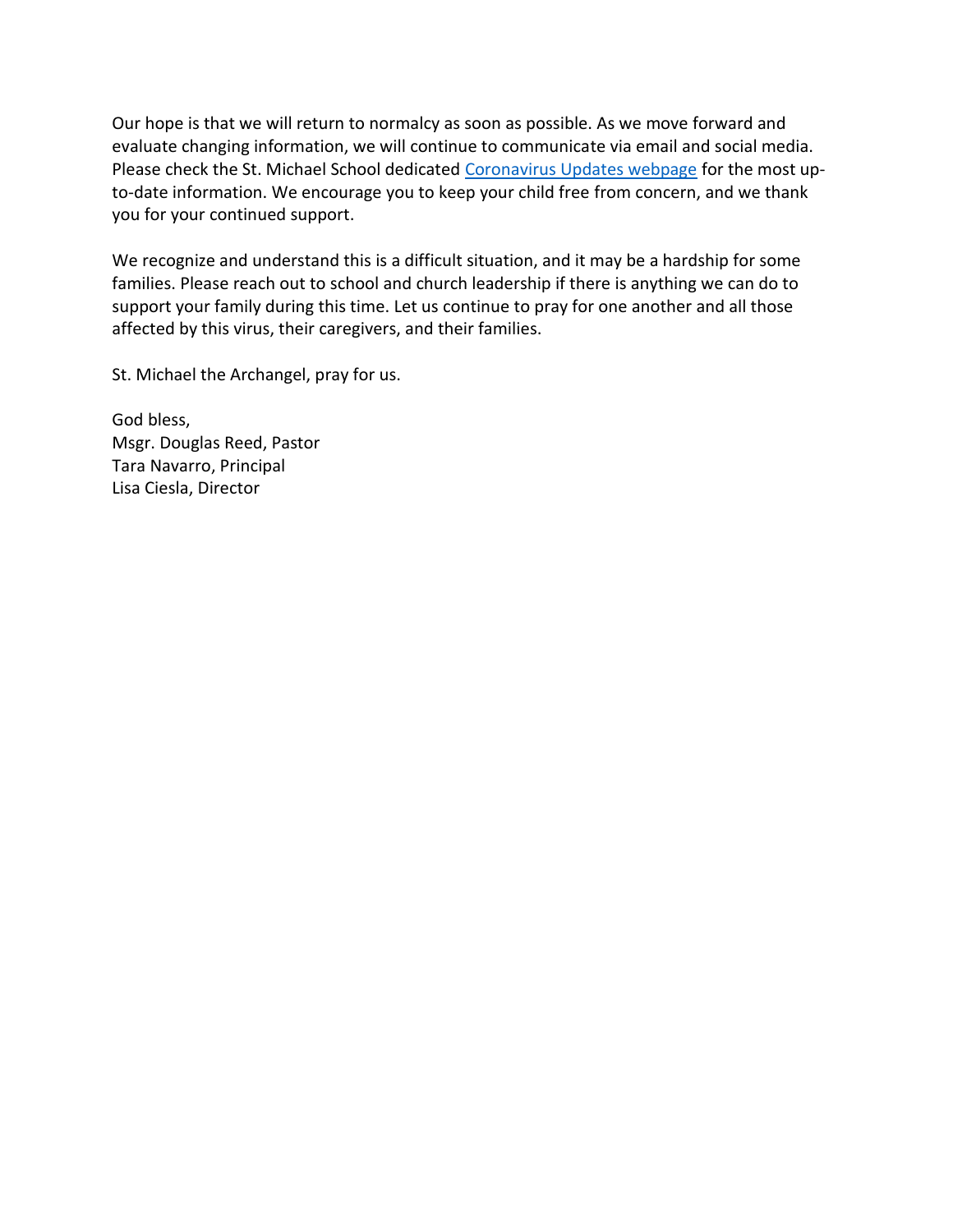Our hope is that we will return to normalcy as soon as possible. As we move forward and evaluate changing information, we will continue to communicate via email and social media. Please check the St. Michael School dedicated Coronavirus Updates webpage for the most up-to-date information. We encourage you to keep your child free from concern, and we thank you for your continued support.

We recognize and understand this is a difficult situation, and it may be a hardship for some families. Please reach out to school and church leadership if there is anything we can do to support your family during this time. Let us continue to pray for one another and all those affected by this virus, their caregivers, and their families.

St. Michael the Archangel, pray for us.

God bless,
Msgr. Douglas Reed, Pastor
Tara Navarro, Principal
Lisa Ciesla, Director